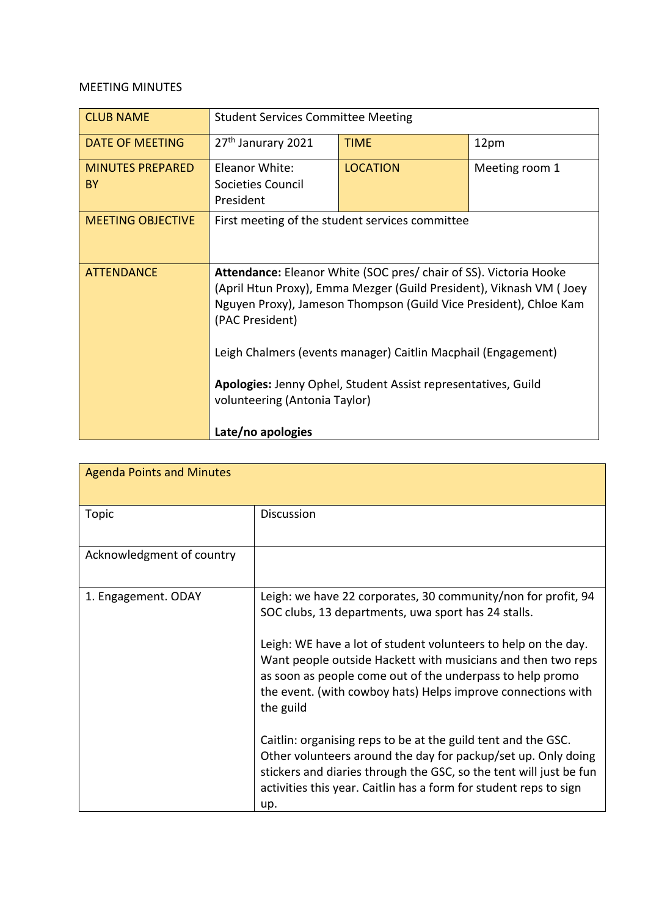MEETING MINUTES

| CLUB NAME | Student Services Committee Meeting | | |
|---|---|---|---|
| DATE OF MEETING | 27th Janurary 2021 | TIME | 12pm |
| MINUTES PREPARED BY | Eleanor White: Societies Council President | LOCATION | Meeting room 1 |
| MEETING OBJECTIVE | First meeting of the student services committee | | |
| ATTENDANCE | **Attendance:** Eleanor White (SOC pres/ chair of SS). Victoria Hooke (April Htun Proxy), Emma Mezger (Guild President), Viknash VM ( Joey Nguyen Proxy), Jameson Thompson (Guild Vice President), Chloe Kam (PAC President)<br><br>Leigh Chalmers (events manager) Caitlin Macphail (Engagement)<br><br>**Apologies:** Jenny Ophel, Student Assist representatives, Guild volunteering (Antonia Taylor)<br><br>**Late/no apologies** | | |

| Agenda Points and Minutes | |
|---|---|
| Topic | Discussion |
| Acknowledgment of country | |
| 1. Engagement. ODAY | Leigh: we have 22 corporates, 30 community/non for profit, 94 SOC clubs, 13 departments, uwa sport has 24 stalls.<br><br>Leigh: WE have a lot of student volunteers to help on the day. Want people outside Hackett with musicians and then two reps as soon as people come out of the underpass to help promo the event. (with cowboy hats) Helps improve connections with the guild<br><br>Caitlin: organising reps to be at the guild tent and the GSC. Other volunteers around the day for packup/set up. Only doing stickers and diaries through the GSC, so the tent will just be fun activities this year. Caitlin has a form for student reps to sign up. |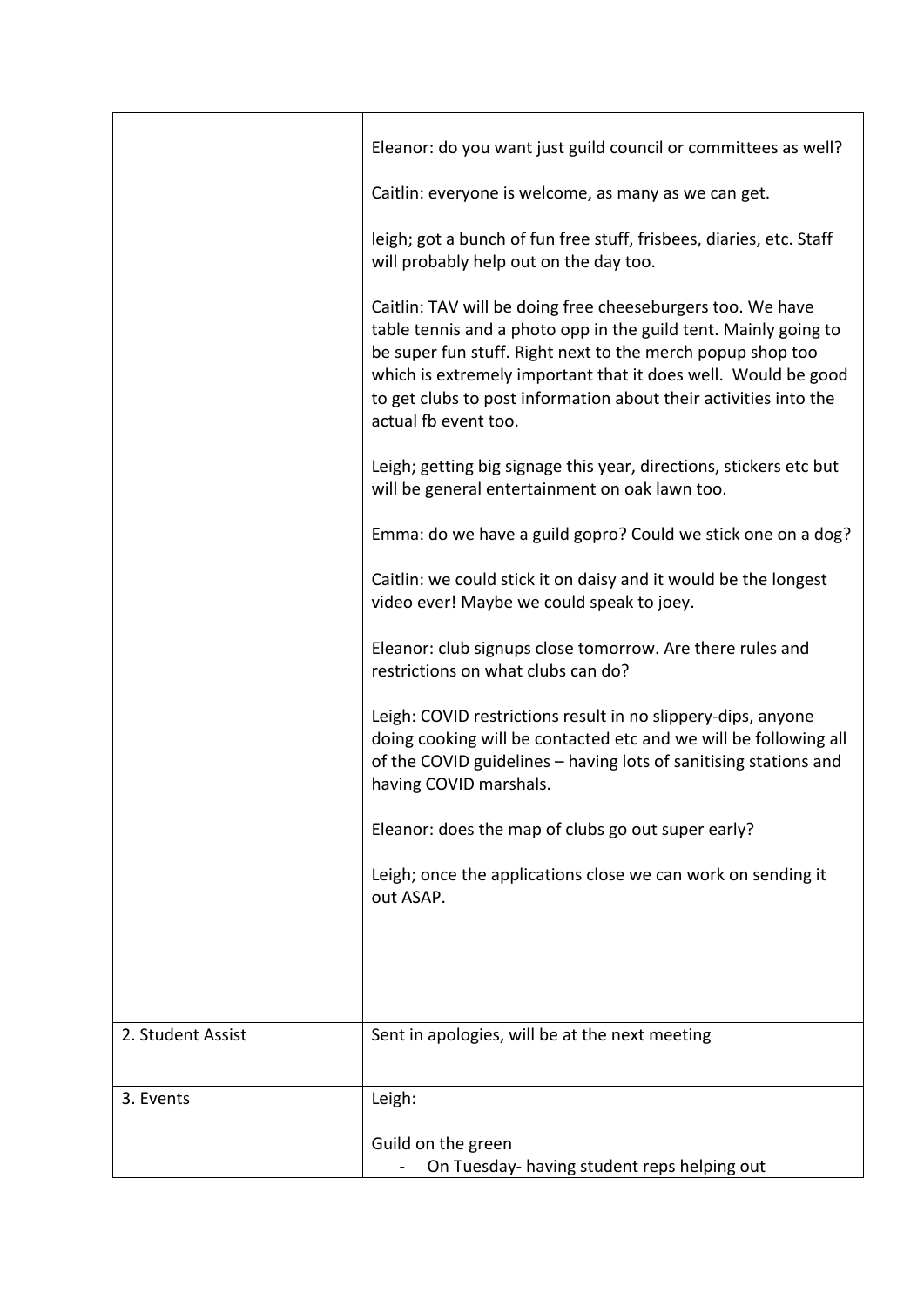| | |
|---|---|
| | Eleanor: do you want just guild council or committees as well?<br><br>Caitlin: everyone is welcome, as many as we can get.<br><br>leigh; got a bunch of fun free stuff, frisbees, diaries, etc. Staff will probably help out on the day too.<br><br>Caitlin: TAV will be doing free cheeseburgers too. We have table tennis and a photo opp in the guild tent. Mainly going to be super fun stuff. Right next to the merch popup shop too which is extremely important that it does well. Would be good to get clubs to post information about their activities into the actual fb event too.<br><br>Leigh; getting big signage this year, directions, stickers etc but will be general entertainment on oak lawn too.<br><br>Emma: do we have a guild gopro? Could we stick one on a dog?<br><br>Caitlin: we could stick it on daisy and it would be the longest video ever! Maybe we could speak to joey.<br><br>Eleanor: club signups close tomorrow. Are there rules and restrictions on what clubs can do?<br><br>Leigh: COVID restrictions result in no slippery-dips, anyone doing cooking will be contacted etc and we will be following all of the COVID guidelines – having lots of sanitising stations and having COVID marshals.<br><br>Eleanor: does the map of clubs go out super early?<br><br>Leigh; once the applications close we can work on sending it out ASAP. |
| 2. Student Assist | Sent in apologies, will be at the next meeting |
| 3. Events | Leigh:<br><br>Guild on the green<br>- On Tuesday- having student reps helping out |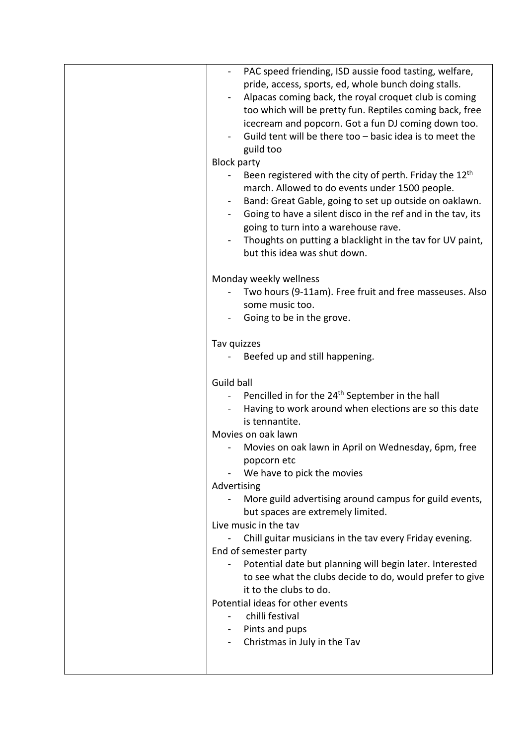|  |  |
| --- | --- |
|  | - PAC speed friending, ISD aussie food tasting, welfare, pride, access, sports, ed, whole bunch doing stalls.<br>- Alpacas coming back, the royal croquet club is coming too which will be pretty fun. Reptiles coming back, free icecream and popcorn. Got a fun DJ coming down too.<br>- Guild tent will be there too – basic idea is to meet the guild too<br><br>Block party<br>- Been registered with the city of perth. Friday the 12th march. Allowed to do events under 1500 people.<br>- Band: Great Gable, going to set up outside on oaklawn.<br>- Going to have a silent disco in the ref and in the tav, its going to turn into a warehouse rave.<br>- Thoughts on putting a blacklight in the tav for UV paint, but this idea was shut down.<br><br>Monday weekly wellness<br>- Two hours (9-11am). Free fruit and free masseuses. Also some music too.<br>- Going to be in the grove.<br><br>Tav quizzes<br>- Beefed up and still happening.<br><br>Guild ball<br>- Pencilled in for the 24th September in the hall<br>- Having to work around when elections are so this date is tennantite.<br><br>Movies on oak lawn<br>- Movies on oak lawn in April on Wednesday, 6pm, free popcorn etc<br>- We have to pick the movies<br><br>Advertising<br>- More guild advertising around campus for guild events, but spaces are extremely limited.<br><br>Live music in the tav<br>- Chill guitar musicians in the tav every Friday evening.<br><br>End of semester party<br>- Potential date but planning will begin later. Interested to see what the clubs decide to do, would prefer to give it to the clubs to do.<br><br>Potential ideas for other events<br>- chilli festival<br>- Pints and pups<br>- Christmas in July in the Tav |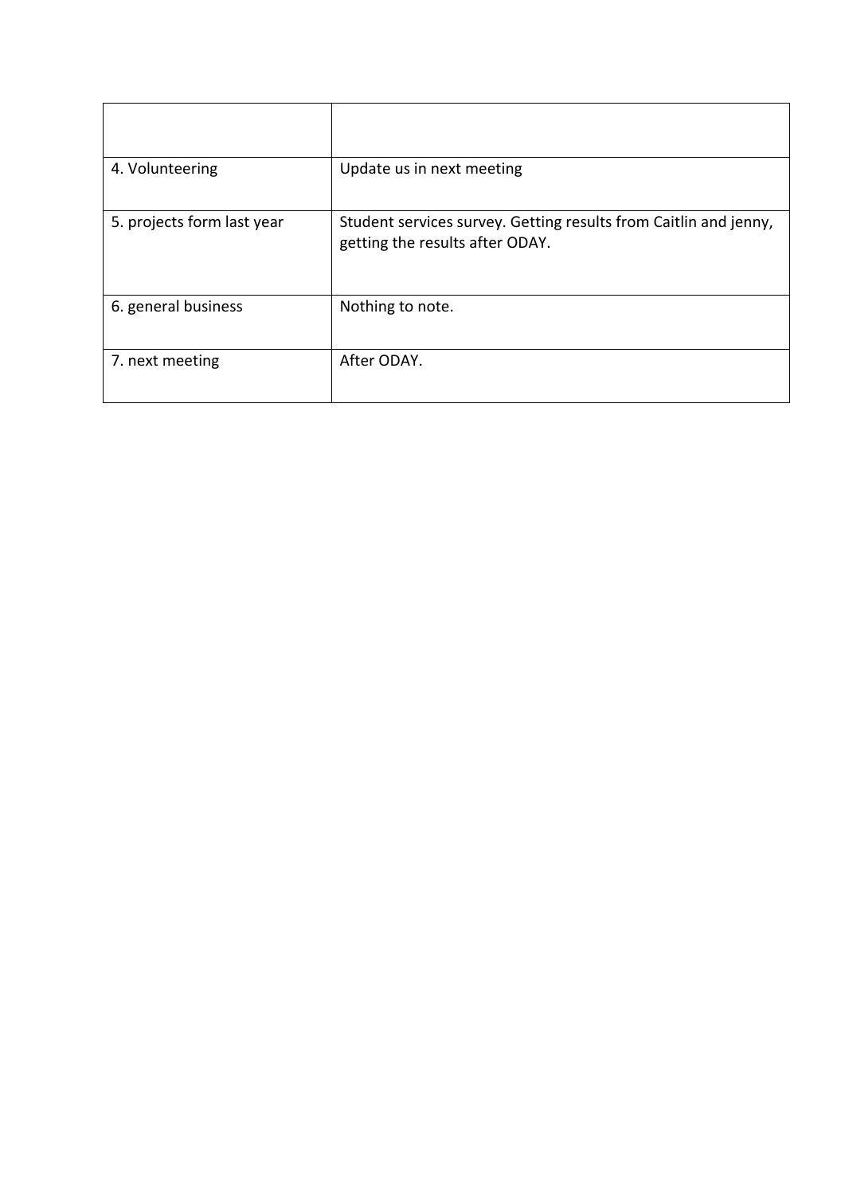| | |
|---|---|
| 4. Volunteering | Update us in next meeting |
| 5. projects form last year | Student services survey. Getting results from Caitlin and jenny, getting the results after ODAY. |
| 6. general business | Nothing to note. |
| 7. next meeting | After ODAY. |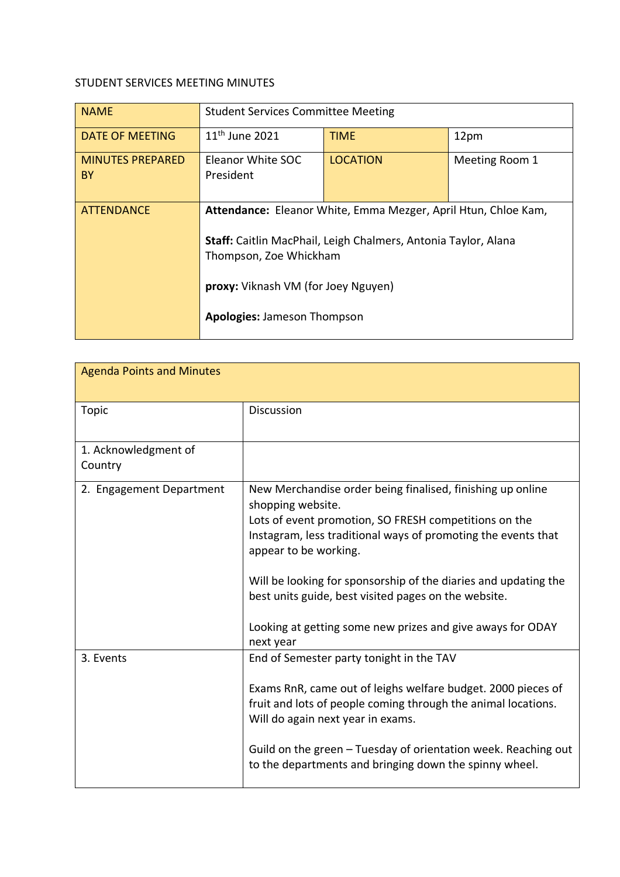STUDENT SERVICES MEETING MINUTES

| NAME | Student Services Committee Meeting | | |
|---|---|---|---|
| DATE OF MEETING | 11th June 2021 | TIME | 12pm |
| MINUTES PREPARED BY | Eleanor White SOC President | LOCATION | Meeting Room 1 |
| ATTENDANCE | **Attendance:** Eleanor White, Emma Mezger, April Htun, Chloe Kam,<br><br>**Staff:** Caitlin MacPhail, Leigh Chalmers, Antonia Taylor, Alana Thompson, Zoe Whickham<br><br>**proxy:** Viknash VM (for Joey Nguyen)<br><br>**Apologies:** Jameson Thompson | | |

| Agenda Points and Minutes | |
|---|---|
| Topic | Discussion |
| 1. Acknowledgment of Country | |
| 2. Engagement Department | New Merchandise order being finalised, finishing up online shopping website.<br>Lots of event promotion, SO FRESH competitions on the Instagram, less traditional ways of promoting the events that appear to be working.<br><br>Will be looking for sponsorship of the diaries and updating the best units guide, best visited pages on the website.<br><br>Looking at getting some new prizes and give aways for ODAY next year |
| 3. Events | End of Semester party tonight in the TAV<br><br>Exams RnR, came out of leighs welfare budget. 2000 pieces of fruit and lots of people coming through the animal locations. Will do again next year in exams.<br><br>Guild on the green – Tuesday of orientation week. Reaching out to the departments and bringing down the spinny wheel. |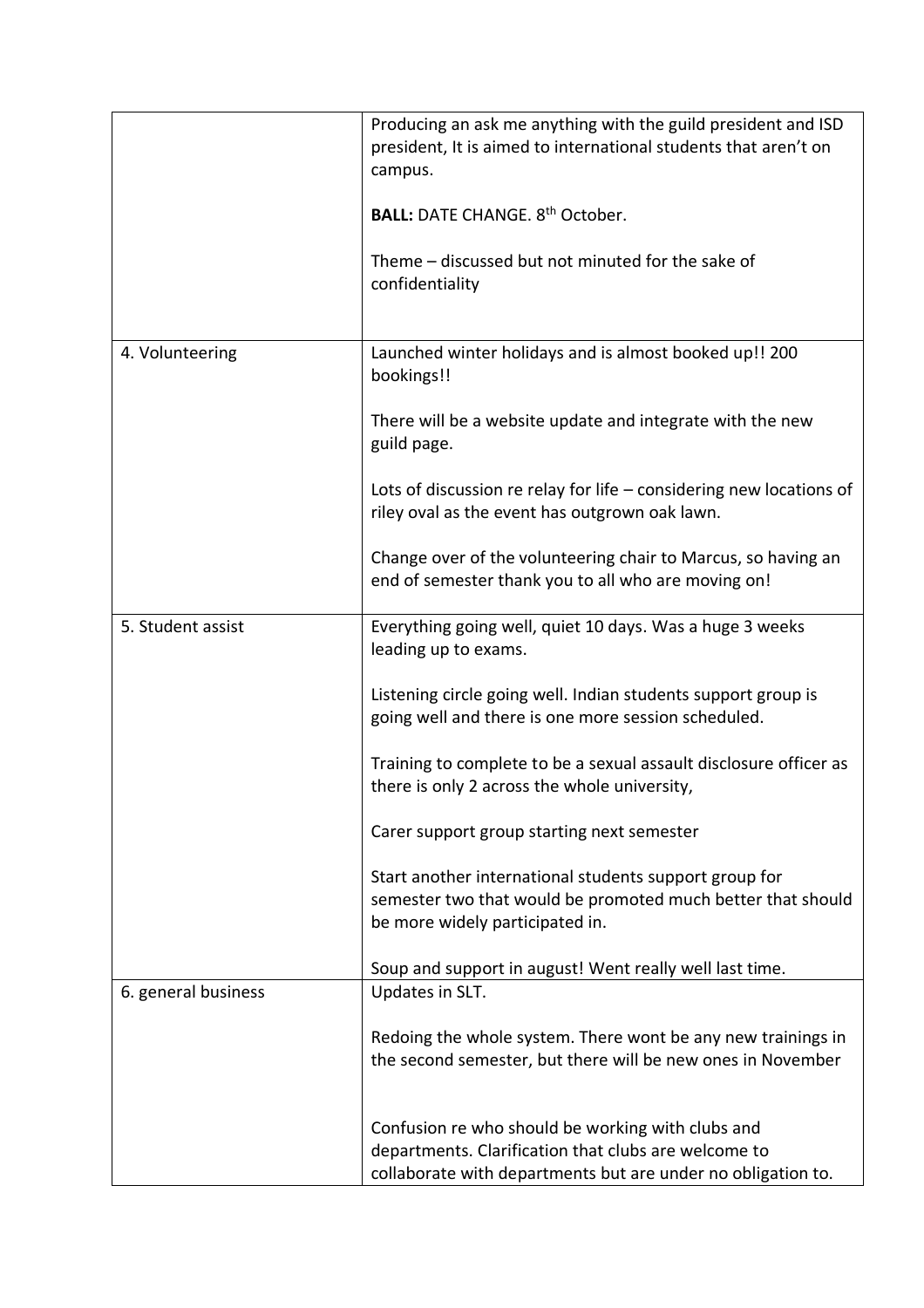| | |
|---|---|
| | Producing an ask me anything with the guild president and ISD president, It is aimed to international students that aren't on campus.<br><br>**BALL:** DATE CHANGE. 8th October.<br><br>Theme – discussed but not minuted for the sake of confidentiality |
| 4. Volunteering | Launched winter holidays and is almost booked up!! 200 bookings!!<br><br>There will be a website update and integrate with the new guild page.<br><br>Lots of discussion re relay for life – considering new locations of riley oval as the event has outgrown oak lawn.<br><br>Change over of the volunteering chair to Marcus, so having an end of semester thank you to all who are moving on! |
| 5. Student assist | Everything going well, quiet 10 days. Was a huge 3 weeks leading up to exams.<br><br>Listening circle going well. Indian students support group is going well and there is one more session scheduled.<br><br>Training to complete to be a sexual assault disclosure officer as there is only 2 across the whole university,<br><br>Carer support group starting next semester<br><br>Start another international students support group for semester two that would be promoted much better that should be more widely participated in.<br><br>Soup and support in august! Went really well last time. |
| 6. general business | Updates in SLT.<br><br>Redoing the whole system. There wont be any new trainings in the second semester, but there will be new ones in November<br><br>Confusion re who should be working with clubs and departments. Clarification that clubs are welcome to collaborate with departments but are under no obligation to. |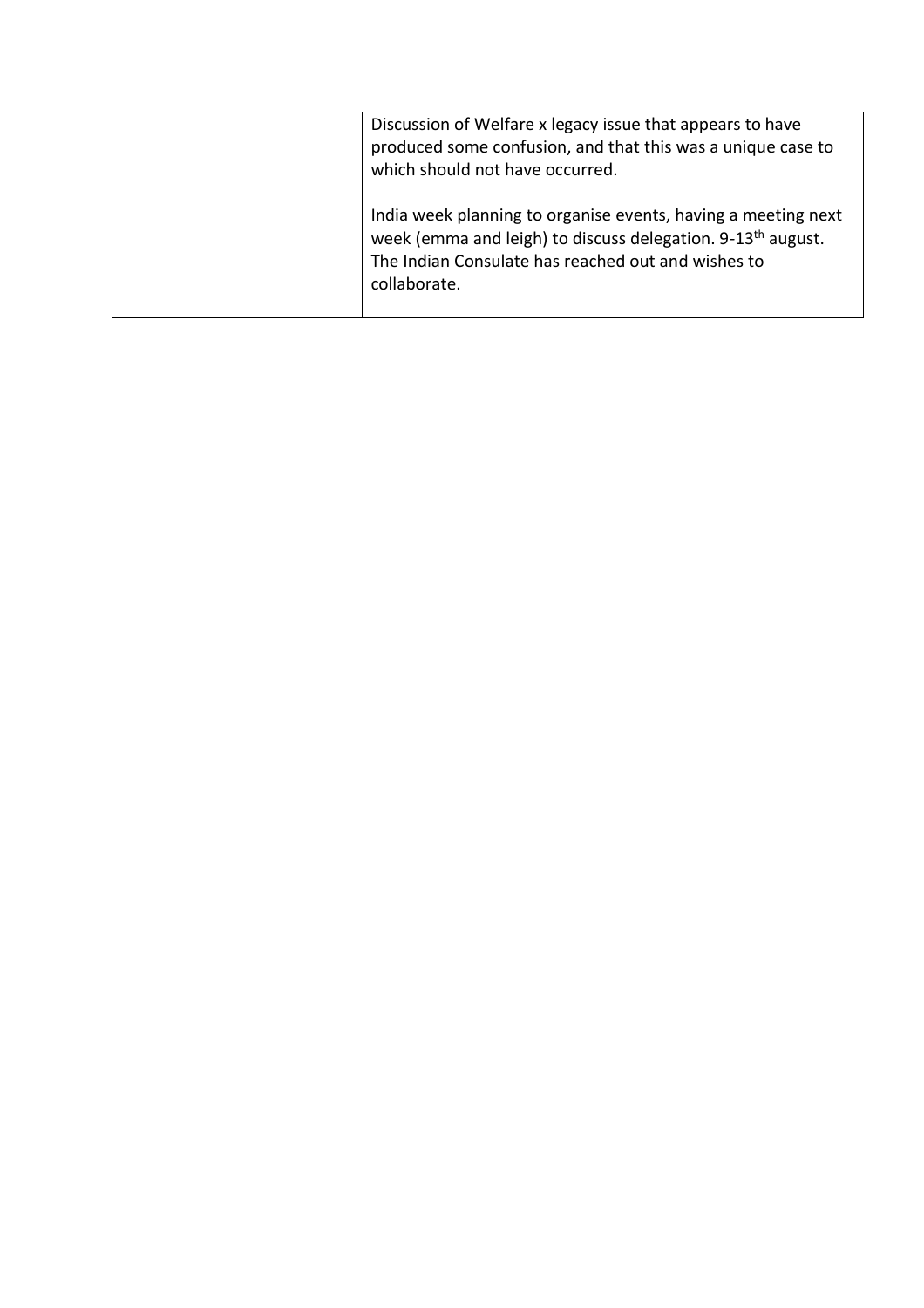| | |
|---|---|
| | Discussion of Welfare x legacy issue that appears to have produced some confusion, and that this was a unique case to which should not have occurred.<br><br>India week planning to organise events, having a meeting next week (emma and leigh) to discuss delegation. 9-13th august. The Indian Consulate has reached out and wishes to collaborate. |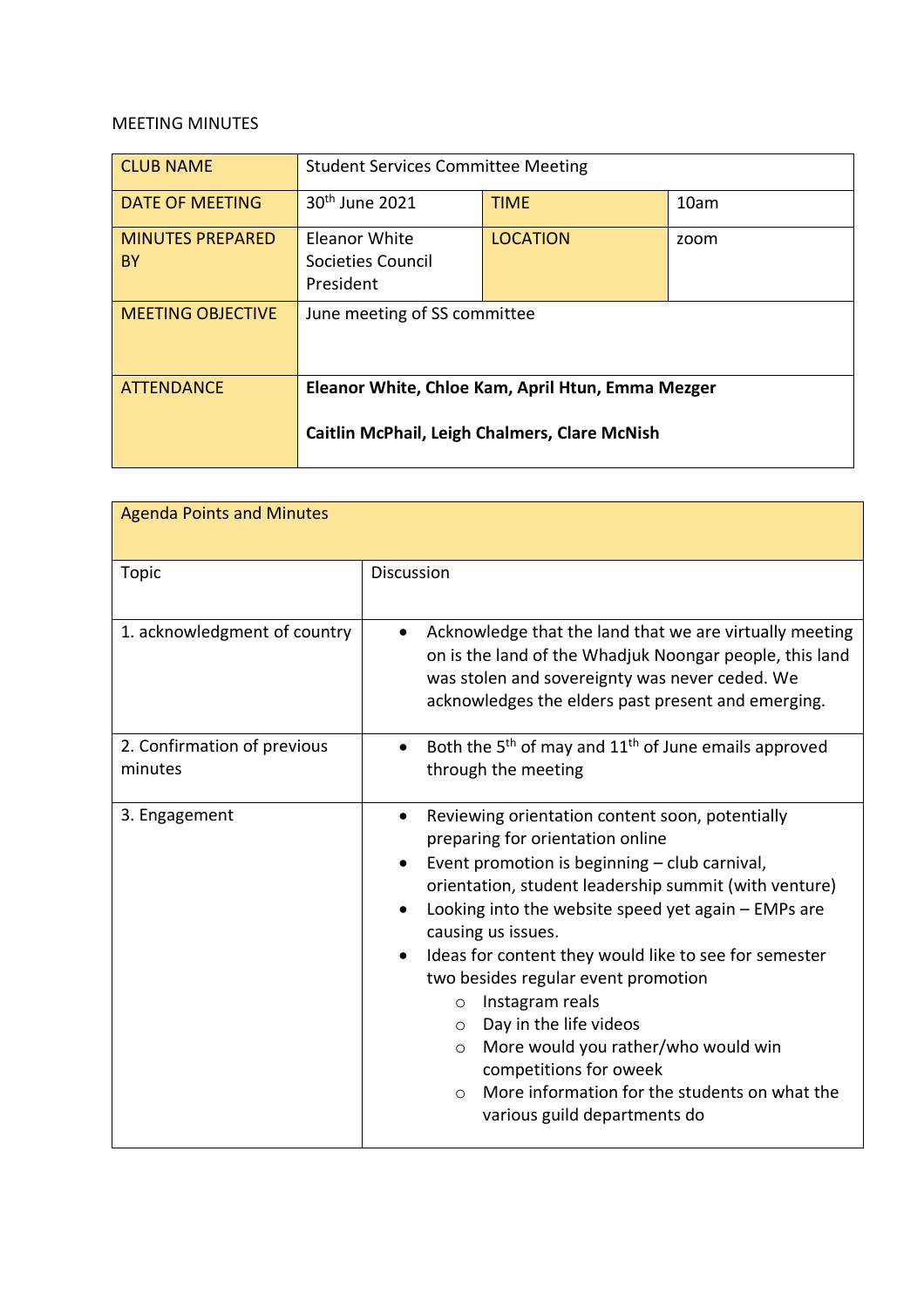MEETING MINUTES

| CLUB NAME | Student Services Committee Meeting | | |
|---|---|---|---|
| DATE OF MEETING | 30th June 2021 | TIME | 10am |
| MINUTES PREPARED BY | Eleanor White Societies Council President | LOCATION | zoom |
| MEETING OBJECTIVE | June meeting of SS committee | | |
| ATTENDANCE | **Eleanor White, Chloe Kam, April Htun, Emma Mezger** <br><br> **Caitlin McPhail, Leigh Chalmers, Clare McNish** | | |

| Agenda Points and Minutes | |
|---|---|
| Topic | Discussion |
| 1. acknowledgment of country | • Acknowledge that the land that we are virtually meeting on is the land of the Whadjuk Noongar people, this land was stolen and sovereignty was never ceded. We acknowledges the elders past present and emerging. |
| 2. Confirmation of previous minutes | • Both the 5th of may and 11th of June emails approved through the meeting |
| 3. Engagement | • Reviewing orientation content soon, potentially preparing for orientation online <br> • Event promotion is beginning – club carnival, orientation, student leadership summit (with venture) <br> • Looking into the website speed yet again – EMPs are causing us issues. <br> • Ideas for content they would like to see for semester two besides regular event promotion <br> ○ Instagram reals <br> ○ Day in the life videos <br> ○ More would you rather/who would win competitions for oweek <br> ○ More information for the students on what the various guild departments do |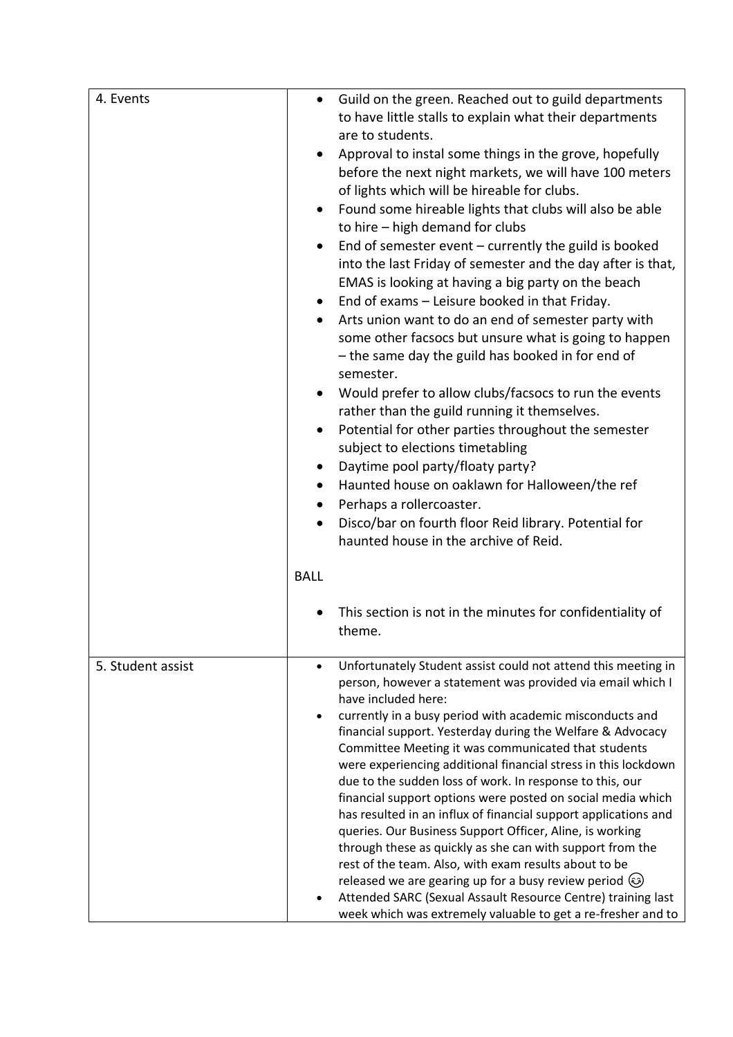| | |
|---|---|
| 4. Events | • Guild on the green. Reached out to guild departments to have little stalls to explain what their departments are to students.<br>• Approval to instal some things in the grove, hopefully before the next night markets, we will have 100 meters of lights which will be hireable for clubs.<br>• Found some hireable lights that clubs will also be able to hire – high demand for clubs<br>• End of semester event – currently the guild is booked into the last Friday of semester and the day after is that, EMAS is looking at having a big party on the beach<br>• End of exams – Leisure booked in that Friday.<br>• Arts union want to do an end of semester party with some other facsocs but unsure what is going to happen – the same day the guild has booked in for end of semester.<br>• Would prefer to allow clubs/facsocs to run the events rather than the guild running it themselves.<br>• Potential for other parties throughout the semester subject to elections timetabling<br>• Daytime pool party/floaty party?<br>• Haunted house on oaklawn for Halloween/the ref<br>• Perhaps a rollercoaster.<br>• Disco/bar on fourth floor Reid library. Potential for haunted house in the archive of Reid.<br><br>BALL<br><br>• This section is not in the minutes for confidentiality of theme. |
| 5. Student assist | • Unfortunately Student assist could not attend this meeting in person, however a statement was provided via email which I have included here:<br>• currently in a busy period with academic misconducts and financial support. Yesterday during the Welfare & Advocacy Committee Meeting it was communicated that students were experiencing additional financial stress in this lockdown due to the sudden loss of work. In response to this, our financial support options were posted on social media which has resulted in an influx of financial support applications and queries. Our Business Support Officer, Aline, is working through these as quickly as she can with support from the rest of the team. Also, with exam results about to be released we are gearing up for a busy review period 😉<br>• Attended SARC (Sexual Assault Resource Centre) training last week which was extremely valuable to get a re-fresher and to |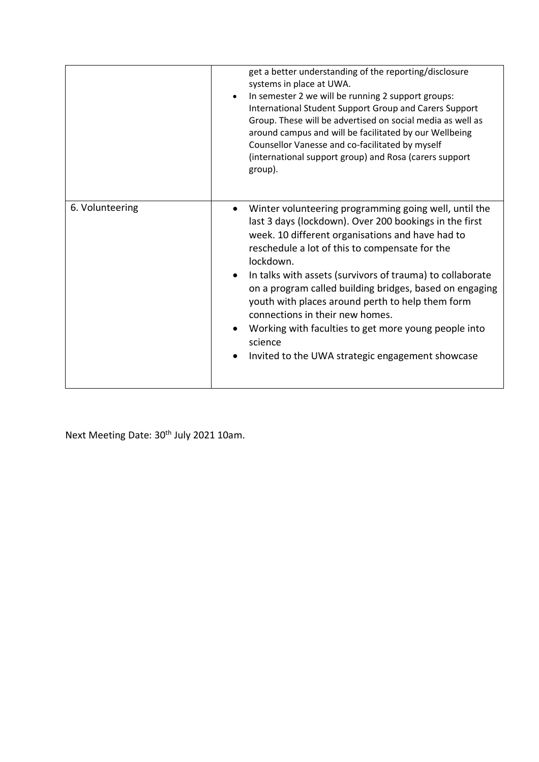| | |
|---|---|
| | get a better understanding of the reporting/disclosure systems in place at UWA.<br>• In semester 2 we will be running 2 support groups: International Student Support Group and Carers Support Group. These will be advertised on social media as well as around campus and will be facilitated by our Wellbeing Counsellor Vanesse and co-facilitated by myself (international support group) and Rosa (carers support group). |
| 6. Volunteering | • Winter volunteering programming going well, until the last 3 days (lockdown). Over 200 bookings in the first week. 10 different organisations and have had to reschedule a lot of this to compensate for the lockdown.<br>• In talks with assets (survivors of trauma) to collaborate on a program called building bridges, based on engaging youth with places around perth to help them form connections in their new homes.<br>• Working with faculties to get more young people into science<br>• Invited to the UWA strategic engagement showcase |

Next Meeting Date: 30th July 2021 10am.